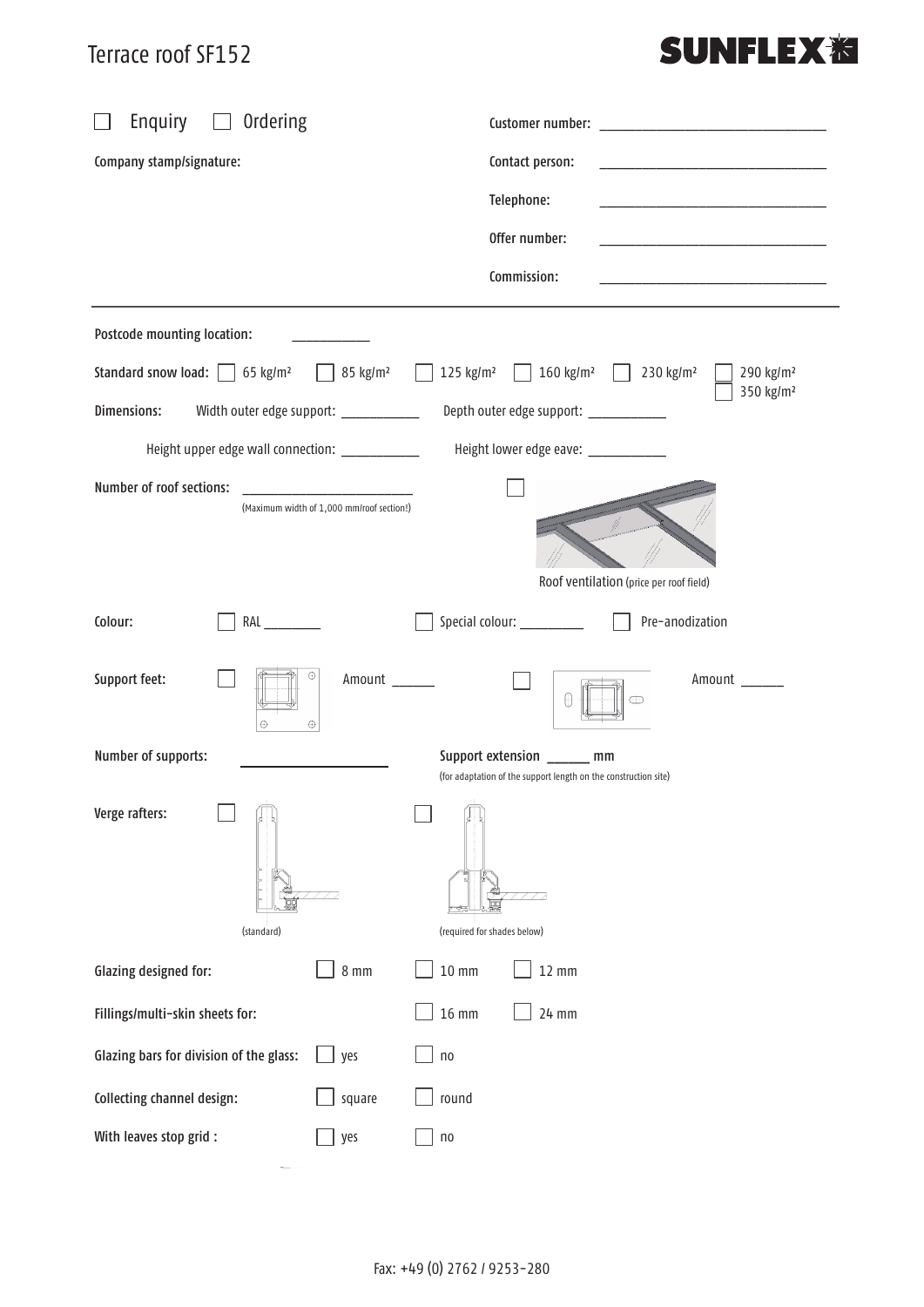# Terrace roof SF152

SUNFLEX

☐ Enquiry ☐ Ordering

Customer number: ______________________________

Company stamp/signature:

Contact person: ______________________________

Telephone: ______________________________

Offer number: ______________________________

Commission: ______________________________

---

Postcode mounting location: __________

Standard snow load: ☐ 65 kg/m² ☐ 85 kg/m² ☐ 125 kg/m² ☐ 160 kg/m² ☐ 230 kg/m² ☐ 290 kg/m² ☐ 350 kg/m²

Dimensions: Width outer edge support: __________ Depth outer edge support: __________

Height upper edge wall connection: __________ Height lower edge eave: __________

Number of roof sections: ______________________
(Maximum width of 1,000 mm/roof section!)

☐ Roof ventilation (price per roof field)

Colour: ☐ RAL ________ ☐ Special colour: _________ ☐ Pre-anodization

Support feet: ☐ Amount ______ ☐ Amount ______

Number of supports: ________________ Support extension ______ mm
(for adaptation of the support length on the construction site)

Verge rafters: ☐ (standard) ☐ (required for shades below)

Glazing designed for: ☐ 8 mm ☐ 10 mm ☐ 12 mm

Fillings/multi-skin sheets for: ☐ 16 mm ☐ 24 mm

Glazing bars for division of the glass: ☐ yes ☐ no

Collecting channel design: ☐ square ☐ round

With leaves stop grid : ☐ yes ☐ no

Fax: +49 (0) 2762 / 9253-280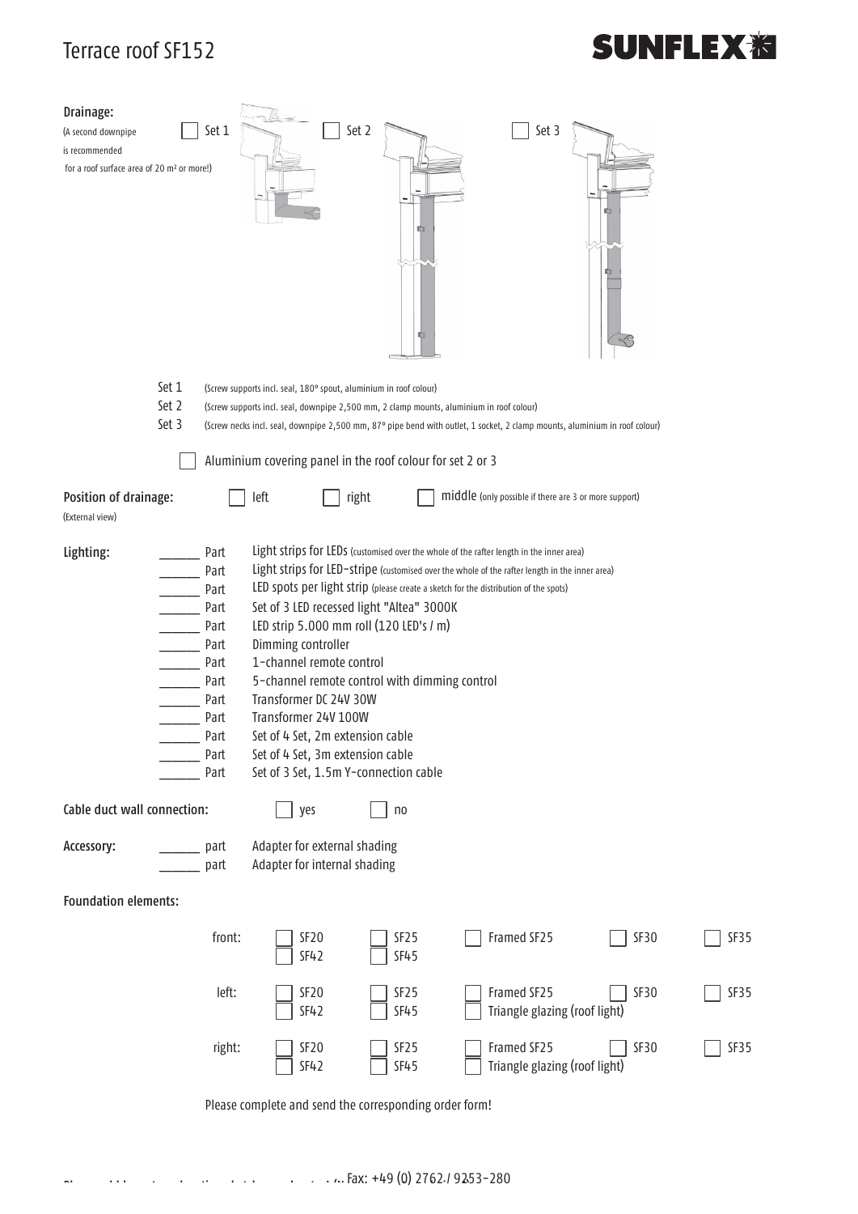# Terrace roof SF152

**SUNFLEX**

**Drainage:**
(A second downpipe is recommended for a roof surface area of 20 m² or more!)

☐ Set 1 ☐ Set 2 ☐ Set 3

Set 1 (Screw supports incl. seal, 180° spout, aluminium in roof colour)
Set 2 (Screw supports incl. seal, downpipe 2,500 mm, 2 clamp mounts, aluminium in roof colour)
Set 3 (Screw necks incl. seal, downpipe 2,500 mm, 87° pipe bend with outlet, 1 socket, 2 clamp mounts, aluminium in roof colour)

☐ Aluminium covering panel in the roof colour for set 2 or 3

**Position of drainage:** ☐ left ☐ right ☐ middle (only possible if there are 3 or more support)
(External view)

**Lighting:**

- ______ Part Light strips for LEDs (customised over the whole of the rafter length in the inner area)
- ______ Part Light strips for LED-stripe (customised over the whole of the rafter length in the inner area)
- ______ Part LED spots per light strip (please create a sketch for the distribution of the spots)
- ______ Part Set of 3 LED recessed light "Altea" 3000K
- ______ Part LED strip 5.000 mm roll (120 LED's / m)
- ______ Part Dimming controller
- ______ Part 1-channel remote control
- ______ Part 5-channel remote control with dimming control
- ______ Part Transformer DC 24V 30W
- ______ Part Transformer 24V 100W
- ______ Part Set of 4 Set, 2m extension cable
- ______ Part Set of 4 Set, 3m extension cable
- ______ Part Set of 3 Set, 1.5m Y-connection cable

**Cable duct wall connection:** ☐ yes ☐ no

**Accessory:**

- ______ part Adapter for external shading
- ______ part Adapter for internal shading

**Foundation elements:**

| | | | | | |
|---|---|---|---|---|---|
| front: | ☐ SF20 ☐ SF42 | ☐ SF25 ☐ SF45 | ☐ Framed SF25 | ☐ SF30 | ☐ SF35 |
| left: | ☐ SF20 ☐ SF42 | ☐ SF25 ☐ SF45 | ☐ Framed SF25 ☐ Triangle glazing (roof light) | ☐ SF30 | ☐ SF35 |
| right: | ☐ SF20 ☐ SF42 | ☐ SF25 ☐ SF45 | ☐ Framed SF25 ☐ Triangle glazing (roof light) | ☐ SF30 | ☐ SF35 |

Please complete and send the corresponding order form!

Fax: +49 (0) 2762 / 9253-280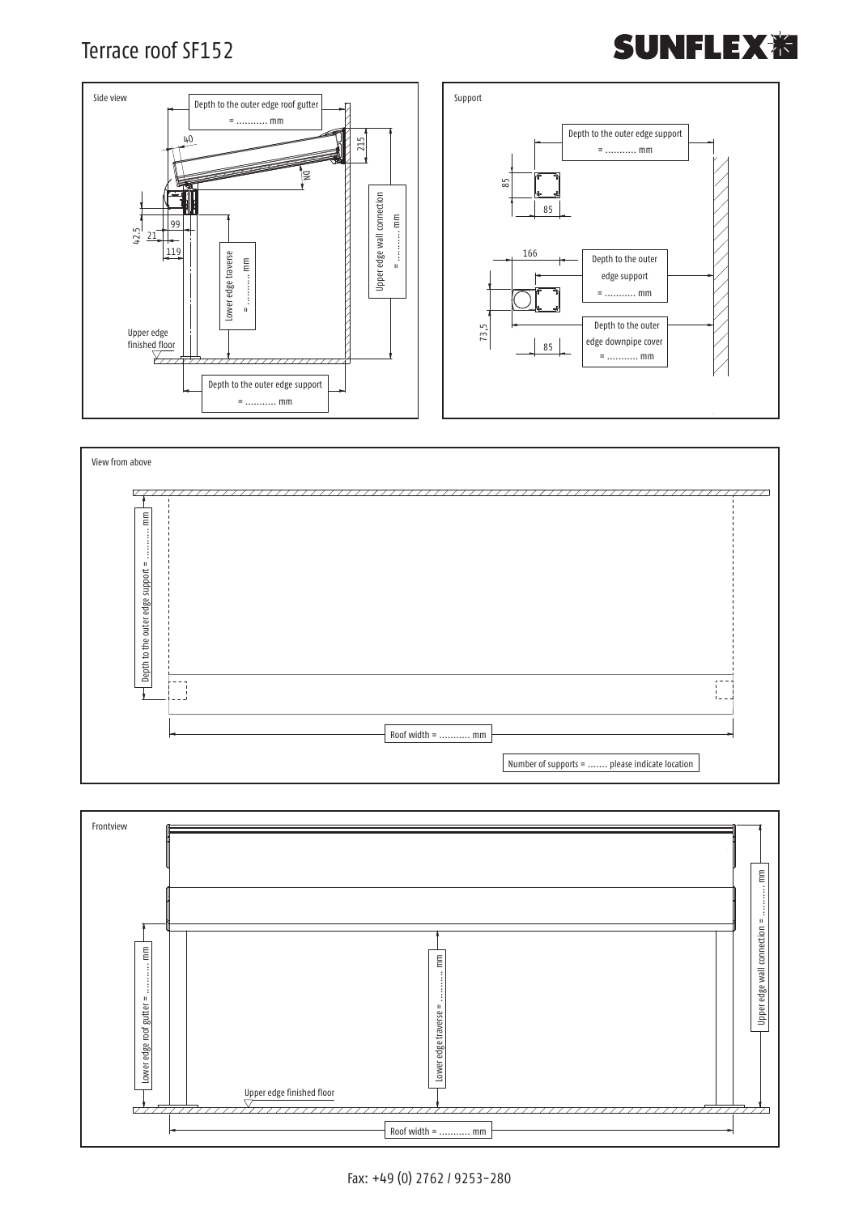# Terrace roof SF152

SUNFLEX

## Side view

Depth to the outer edge roof gutter = ........... mm

40

215

N0

42,5

99

21

119

Lower edge traverse = ........... mm

Upper edge wall connection = ........... mm

Upper edge finished floor

Depth to the outer edge support = ........... mm

## Support

Depth to the outer edge support = ........... mm

85

85

166

Depth to the outer edge support = ........... mm

73,5

85

Depth to the outer edge downpipe cover = ........... mm

## View from above

Depth to the outer edge support = ........... mm

Roof width = ........... mm

Number of supports = ....... please indicate location

## Frontview

Lower edge roof gutter = ........... mm

Lower edge traverse = ........... mm

Upper edge wall connection = ........... mm

Upper edge finished floor

Roof width = ........... mm

Fax: +49 (0) 2762 / 9253-280